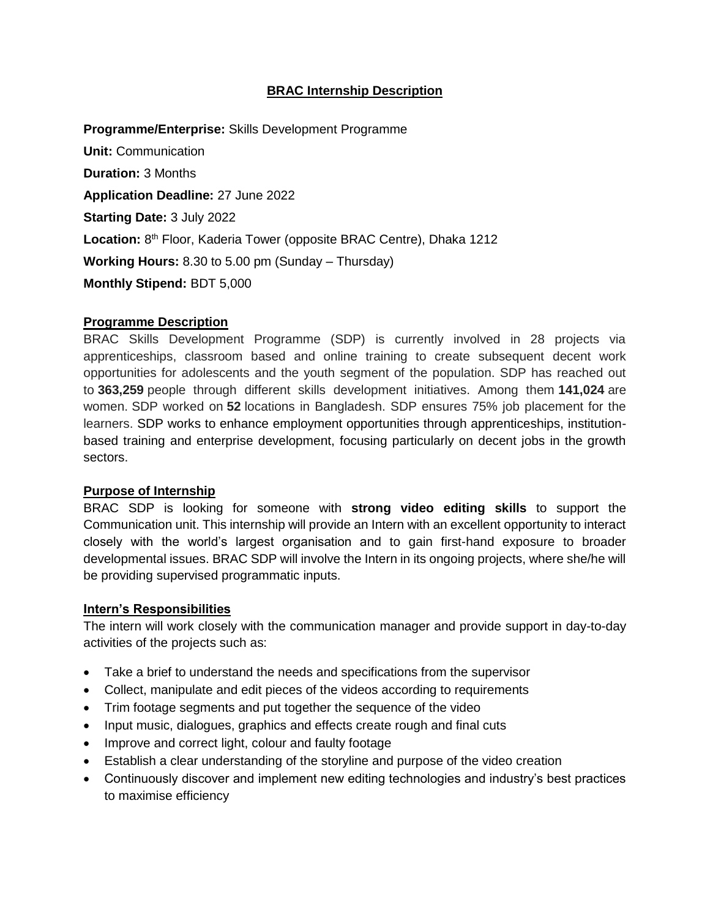# BRAC Internship Description

**Programme/Enterprise:** Skills Development Programme

**Unit:** Communication

**Duration:** 3 Months

**Application Deadline:** 27 June 2022

**Starting Date:** 3 July 2022

**Location:** 8th Floor, Kaderia Tower (opposite BRAC Centre), Dhaka 1212

**Working Hours:** 8.30 to 5.00 pm (Sunday – Thursday)

**Monthly Stipend:** BDT 5,000

## Programme Description

BRAC Skills Development Programme (SDP) is currently involved in 28 projects via apprenticeships, classroom based and online training to create subsequent decent work opportunities for adolescents and the youth segment of the population. SDP has reached out to **363,259** people through different skills development initiatives. Among them **141,024** are women. SDP worked on **52** locations in Bangladesh. SDP ensures 75% job placement for the learners. SDP works to enhance employment opportunities through apprenticeships, institution-based training and enterprise development, focusing particularly on decent jobs in the growth sectors.

## Purpose of Internship

BRAC SDP is looking for someone with **strong video editing skills** to support the Communication unit. This internship will provide an Intern with an excellent opportunity to interact closely with the world's largest organisation and to gain first-hand exposure to broader developmental issues. BRAC SDP will involve the Intern in its ongoing projects, where she/he will be providing supervised programmatic inputs.

## Intern's Responsibilities

The intern will work closely with the communication manager and provide support in day-to-day activities of the projects such as:

- Take a brief to understand the needs and specifications from the supervisor
- Collect, manipulate and edit pieces of the videos according to requirements
- Trim footage segments and put together the sequence of the video
- Input music, dialogues, graphics and effects create rough and final cuts
- Improve and correct light, colour and faulty footage
- Establish a clear understanding of the storyline and purpose of the video creation
- Continuously discover and implement new editing technologies and industry's best practices to maximise efficiency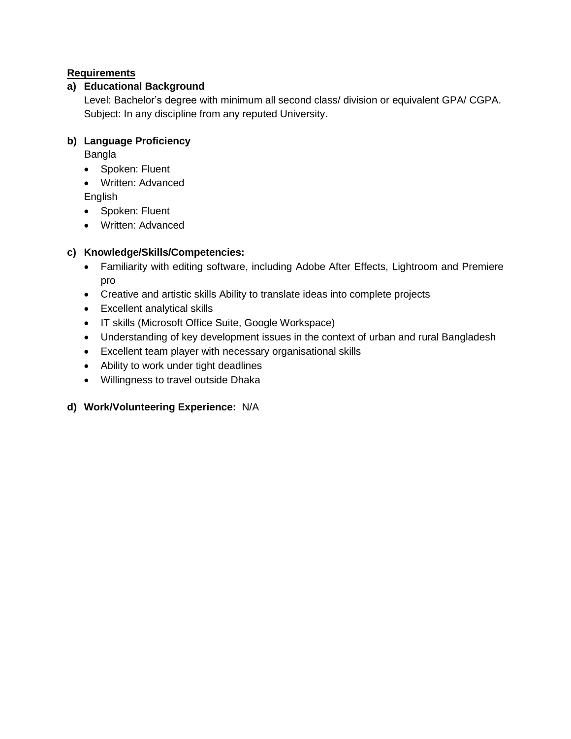**<u>Requirements</u>**

**a) Educational Background**

Level: Bachelor's degree with minimum all second class/ division or equivalent GPA/ CGPA.
Subject: In any discipline from any reputed University.

**b) Language Proficiency**

Bangla

- Spoken: Fluent
- Written: Advanced

English

- Spoken: Fluent
- Written: Advanced

**c) Knowledge/Skills/Competencies:**

- Familiarity with editing software, including Adobe After Effects, Lightroom and Premiere pro
- Creative and artistic skills Ability to translate ideas into complete projects
- Excellent analytical skills
- IT skills (Microsoft Office Suite, Google Workspace)
- Understanding of key development issues in the context of urban and rural Bangladesh
- Excellent team player with necessary organisational skills
- Ability to work under tight deadlines
- Willingness to travel outside Dhaka

**d) Work/Volunteering Experience:** N/A